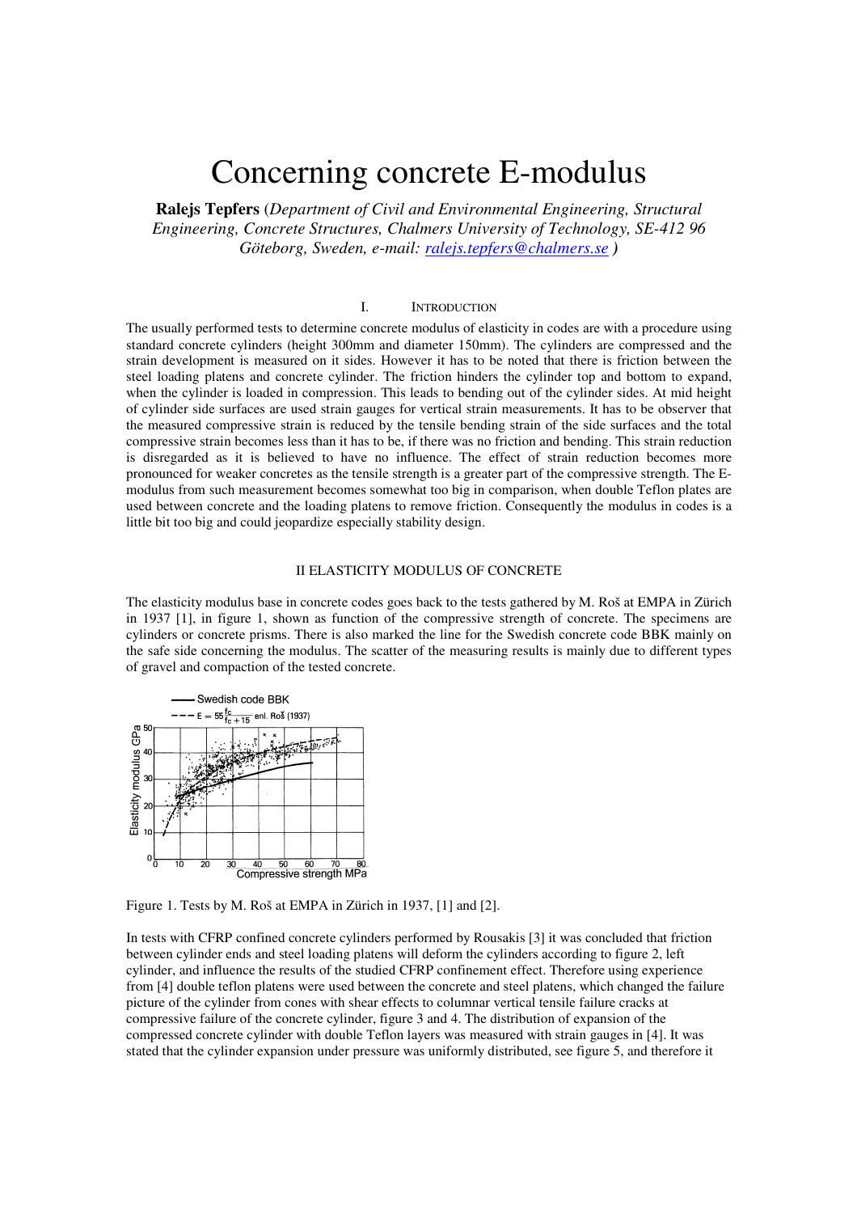# Concerning concrete E-modulus

**Ralejs Tepfers** (*Department of Civil and Environmental Engineering, Structural Engineering, Concrete Structures, Chalmers University of Technology, SE-412 96 Göteborg, Sweden, e-mail: ralejs.tepfers@chalmers.se* )

## I. INTRODUCTION

The usually performed tests to determine concrete modulus of elasticity in codes are with a procedure using standard concrete cylinders (height 300mm and diameter 150mm). The cylinders are compressed and the strain development is measured on it sides. However it has to be noted that there is friction between the steel loading platens and concrete cylinder. The friction hinders the cylinder top and bottom to expand, when the cylinder is loaded in compression. This leads to bending out of the cylinder sides. At mid height of cylinder side surfaces are used strain gauges for vertical strain measurements. It has to be observer that the measured compressive strain is reduced by the tensile bending strain of the side surfaces and the total compressive strain becomes less than it has to be, if there was no friction and bending. This strain reduction is disregarded as it is believed to have no influence. The effect of strain reduction becomes more pronounced for weaker concretes as the tensile strength is a greater part of the compressive strength. The E-modulus from such measurement becomes somewhat too big in comparison, when double Teflon plates are used between concrete and the loading platens to remove friction. Consequently the modulus in codes is a little bit too big and could jeopardize especially stability design.

## II ELASTICITY MODULUS OF CONCRETE

The elasticity modulus base in concrete codes goes back to the tests gathered by M. Roš at EMPA in Zürich in 1937 [1], in figure 1, shown as function of the compressive strength of concrete. The specimens are cylinders or concrete prisms. There is also marked the line for the Swedish concrete code BBK mainly on the safe side concerning the modulus. The scatter of the measuring results is mainly due to different types of gravel and compaction of the tested concrete.

Figure 1. Tests by M. Roš at EMPA in Zürich in 1937, [1] and [2].

In tests with CFRP confined concrete cylinders performed by Rousakis [3] it was concluded that friction between cylinder ends and steel loading platens will deform the cylinders according to figure 2, left cylinder, and influence the results of the studied CFRP confinement effect. Therefore using experience from [4] double teflon platens were used between the concrete and steel platens, which changed the failure picture of the cylinder from cones with shear effects to columnar vertical tensile failure cracks at compressive failure of the concrete cylinder, figure 3 and 4. The distribution of expansion of the compressed concrete cylinder with double Teflon layers was measured with strain gauges in [4]. It was stated that the cylinder expansion under pressure was uniformly distributed, see figure 5, and therefore it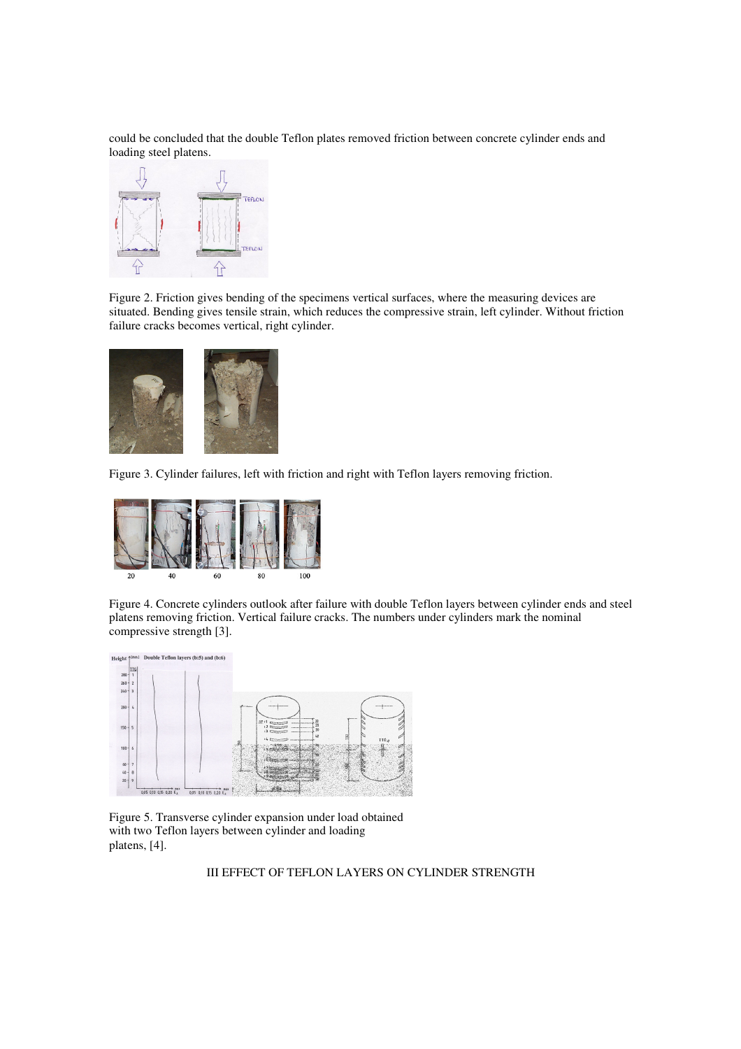could be concluded that the double Teflon plates removed friction between concrete cylinder ends and loading steel platens.

Figure 2. Friction gives bending of the specimens vertical surfaces, where the measuring devices are situated. Bending gives tensile strain, which reduces the compressive strain, left cylinder. Without friction failure cracks becomes vertical, right cylinder.

Figure 3. Cylinder failures, left with friction and right with Teflon layers removing friction.

Figure 4. Concrete cylinders outlook after failure with double Teflon layers between cylinder ends and steel platens removing friction. Vertical failure cracks. The numbers under cylinders mark the nominal compressive strength [3].

Figure 5. Transverse cylinder expansion under load obtained with two Teflon layers between cylinder and loading platens, [4].

## III EFFECT OF TEFLON LAYERS ON CYLINDER STRENGTH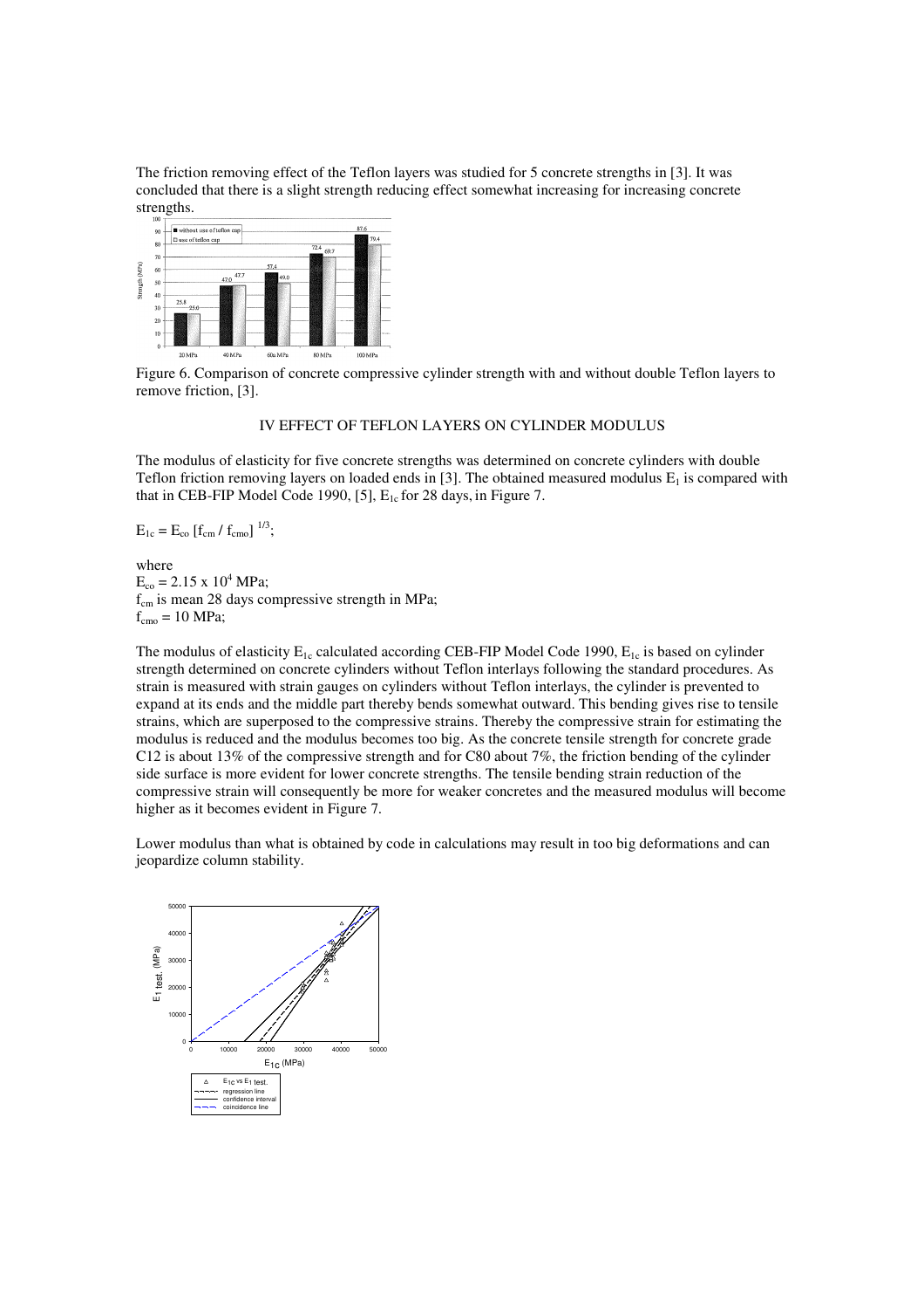The friction removing effect of the Teflon layers was studied for 5 concrete strengths in [3]. It was concluded that there is a slight strength reducing effect somewhat increasing for increasing concrete strengths.

Figure 6. Comparison of concrete compressive cylinder strength with and without double Teflon layers to remove friction, [3].

## IV EFFECT OF TEFLON LAYERS ON CYLINDER MODULUS

The modulus of elasticity for five concrete strengths was determined on concrete cylinders with double Teflon friction removing layers on loaded ends in [3]. The obtained measured modulus $E_1$ is compared with that in CEB-FIP Model Code 1990, [5], $E_{1c}$ for 28 days, in Figure 7.

$$E_{1c} = E_{co} \left[ f_{cm} / f_{cmo} \right]^{1/3};$$

where

$E_{co} = 2.15 \times 10^4$ MPa;

$f_{cm}$ is mean 28 days compressive strength in MPa;

$f_{cmo} = 10$ MPa;

The modulus of elasticity $E_{1c}$ calculated according CEB-FIP Model Code 1990, $E_{1c}$ is based on cylinder strength determined on concrete cylinders without Teflon interlays following the standard procedures. As strain is measured with strain gauges on cylinders without Teflon interlays, the cylinder is prevented to expand at its ends and the middle part thereby bends somewhat outward. This bending gives rise to tensile strains, which are superposed to the compressive strains. Thereby the compressive strain for estimating the modulus is reduced and the modulus becomes too big. As the concrete tensile strength for concrete grade C12 is about 13% of the compressive strength and for C80 about 7%, the friction bending of the cylinder side surface is more evident for lower concrete strengths. The tensile bending strain reduction of the compressive strain will consequently be more for weaker concretes and the measured modulus will become higher as it becomes evident in Figure 7.

Lower modulus than what is obtained by code in calculations may result in too big deformations and can jeopardize column stability.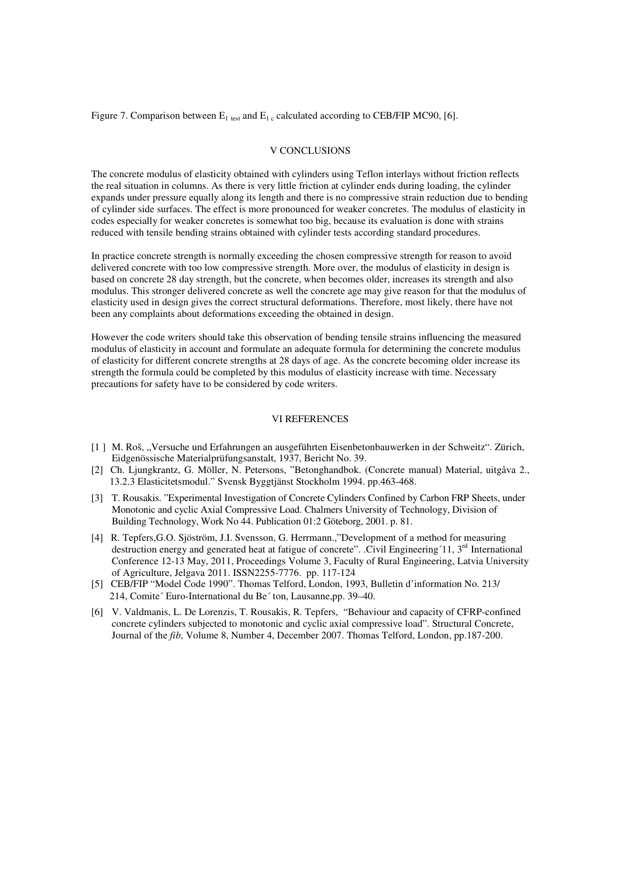Figure 7. Comparison between $E_{1\,test}$ and $E_{1\,c}$ calculated according to CEB/FIP MC90, [6].

## V CONCLUSIONS

The concrete modulus of elasticity obtained with cylinders using Teflon interlays without friction reflects the real situation in columns. As there is very little friction at cylinder ends during loading, the cylinder expands under pressure equally along its length and there is no compressive strain reduction due to bending of cylinder side surfaces. The effect is more pronounced for weaker concretes. The modulus of elasticity in codes especially for weaker concretes is somewhat too big, because its evaluation is done with strains reduced with tensile bending strains obtained with cylinder tests according standard procedures.

In practice concrete strength is normally exceeding the chosen compressive strength for reason to avoid delivered concrete with too low compressive strength. More over, the modulus of elasticity in design is based on concrete 28 day strength, but the concrete, when becomes older, increases its strength and also modulus. This stronger delivered concrete as well the concrete age may give reason for that the modulus of elasticity used in design gives the correct structural deformations. Therefore, most likely, there have not been any complaints about deformations exceeding the obtained in design.

However the code writers should take this observation of bending tensile strains influencing the measured modulus of elasticity in account and formulate an adequate formula for determining the concrete modulus of elasticity for different concrete strengths at 28 days of age. As the concrete becoming older increase its strength the formula could be completed by this modulus of elasticity increase with time. Necessary precautions for safety have to be considered by code writers.

## VI REFERENCES

[1 ] M. Roš, „Versuche und Erfahrungen an ausgeführten Eisenbetonbauwerken in der Schweitz“. Zürich, Eidgenössische Materialprüfungsanstalt, 1937, Bericht No. 39.

[2] Ch. Ljungkrantz, G. Möller, N. Petersons, ”Betonghandbok. (Concrete manual) Material, uitgåva 2., 13.2.3 Elasticitetsmodul.” Svensk Byggtjänst Stockholm 1994. pp.463-468.

[3] T. Rousakis. ”Experimental Investigation of Concrete Cylinders Confined by Carbon FRP Sheets, under Monotonic and cyclic Axial Compressive Load. Chalmers University of Technology, Division of Building Technology, Work No 44. Publication 01:2 Göteborg, 2001. p. 81.

[4] R. Tepfers,G.O. Sjöström, J.I. Svensson, G. Herrmann.,”Development of a method for measuring destruction energy and generated heat at fatigue of concrete”. .Civil Engineering´11, 3rd International Conference 12-13 May, 2011, Proceedings Volume 3, Faculty of Rural Engineering, Latvia University of Agriculture, Jelgava 2011. ISSN2255-7776. pp. 117-124

[5] CEB/FIP “Model Code 1990”. Thomas Telford, London, 1993, Bulletin d’information No. 213/ 214, Comite´ Euro-International du Be´ ton, Lausanne,pp. 39–40.

[6] V. Valdmanis, L. De Lorenzis, T. Rousakis, R. Tepfers, “Behaviour and capacity of CFRP-confined concrete cylinders subjected to monotonic and cyclic axial compressive load”. Structural Concrete, Journal of the *fib*, Volume 8, Number 4, December 2007. Thomas Telford, London, pp.187-200.